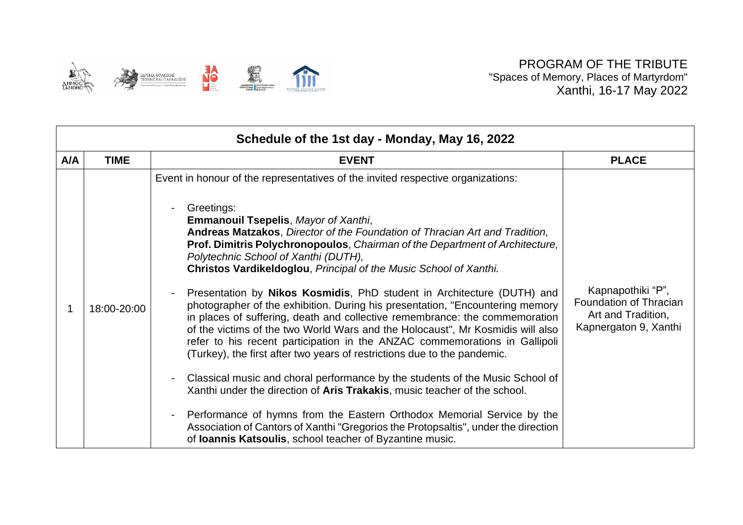PROGRAM OF THE TRIBUTE
"Spaces of Memory, Places of Martyrdom"
Xanthi, 16-17 May 2022

| Schedule of the 1st day - Monday, May 16, 2022 | | | |
|---|---|---|---|
| **A/A** | **TIME** | **EVENT** | **PLACE** |
| 1 | 18:00-20:00 | Event in honour of the representatives of the invited respective organizations:<br><br>- Greetings:<br>**Emmanouil Tsepelis**, *Mayor of Xanthi*,<br>**Andreas Matzakos**, *Director of the Foundation of Thracian Art and Tradition,*<br>**Prof. Dimitris Polychronopoulos**, *Chairman of the Department of Architecture, Polytechnic School of Xanthi (DUTH),*<br>**Christos Vardikeldoglou**, *Principal of the Music School of Xanthi.*<br><br>- Presentation by **Nikos Kosmidis**, PhD student in Architecture (DUTH) and photographer of the exhibition. During his presentation, "Encountering memory in places of suffering, death and collective remembrance: the commemoration of the victims of the two World Wars and the Holocaust", Mr Kosmidis will also refer to his recent participation in the ANZAC commemorations in Gallipoli (Turkey), the first after two years of restrictions due to the pandemic.<br><br>- Classical music and choral performance by the students of the Music School of Xanthi under the direction of **Aris Trakakis**, music teacher of the school.<br><br>- Performance of hymns from the Eastern Orthodox Memorial Service by the Association of Cantors of Xanthi "Gregorios the Protopsaltis", under the direction of **Ioannis Katsoulis**, school teacher of Byzantine music. | Kapnapothiki "P", Foundation of Thracian Art and Tradition, Kapnergaton 9, Xanthi |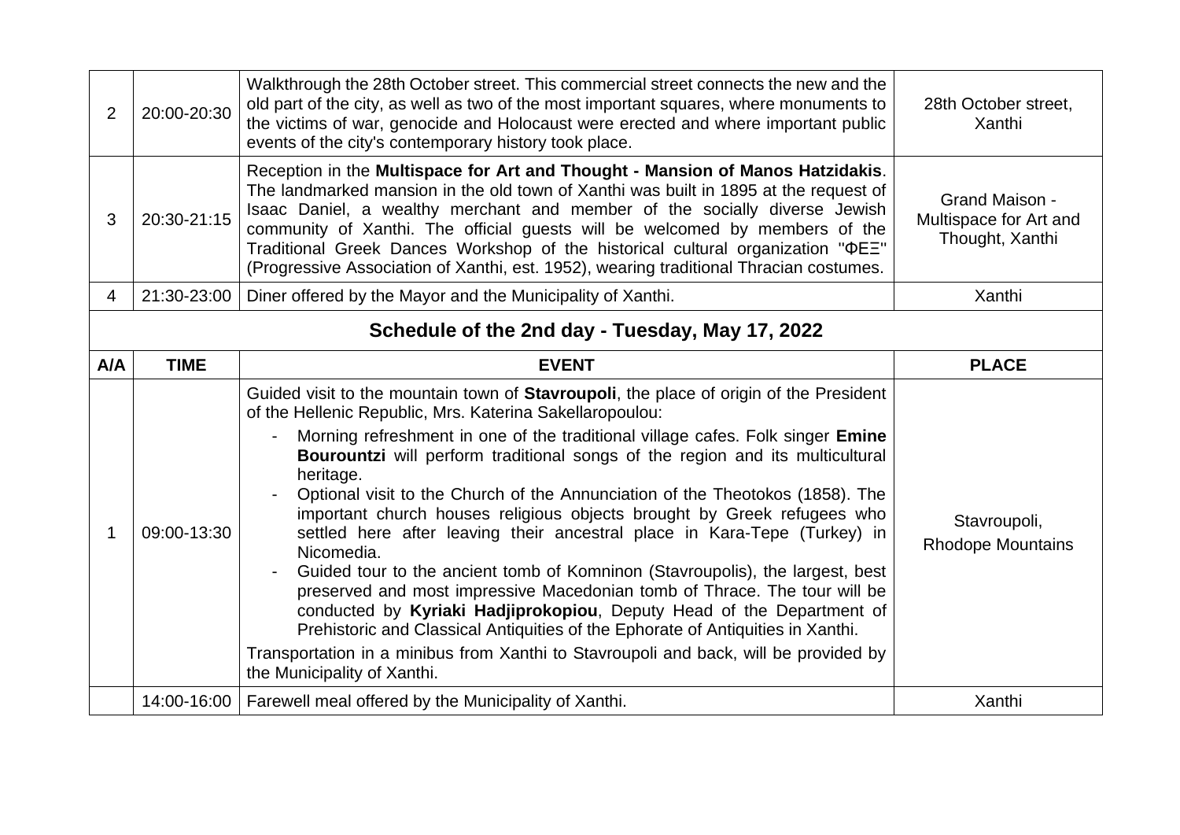| | | | |
|---|---|---|---|
| 2 | 20:00-20:30 | Walkthrough the 28th October street. This commercial street connects the new and the old part of the city, as well as two of the most important squares, where monuments to the victims of war, genocide and Holocaust were erected and where important public events of the city's contemporary history took place. | 28th October street, Xanthi |
| 3 | 20:30-21:15 | Reception in the **Multispace for Art and Thought - Mansion of Manos Hatzidakis**. The landmarked mansion in the old town of Xanthi was built in 1895 at the request of Isaac Daniel, a wealthy merchant and member of the socially diverse Jewish community of Xanthi. The official guests will be welcomed by members of the Traditional Greek Dances Workshop of the historical cultural organization "ΦΕΞ" (Progressive Association of Xanthi, est. 1952), wearing traditional Thracian costumes. | Grand Maison - Multispace for Art and Thought, Xanthi |
| 4 | 21:30-23:00 | Diner offered by the Mayor and the Municipality of Xanthi. | Xanthi |

## Schedule of the 2nd day - Tuesday, May 17, 2022

| A/A | TIME | EVENT | PLACE |
|---|---|---|---|
| 1 | 09:00-13:30 | Guided visit to the mountain town of **Stavroupoli**, the place of origin of the President of the Hellenic Republic, Mrs. Katerina Sakellaropoulou:<br>- Morning refreshment in one of the traditional village cafes. Folk singer **Emine Bourountzi** will perform traditional songs of the region and its multicultural heritage.<br>- Optional visit to the Church of the Annunciation of the Theotokos (1858). The important church houses religious objects brought by Greek refugees who settled here after leaving their ancestral place in Kara-Tepe (Turkey) in Nicomedia.<br>- Guided tour to the ancient tomb of Komninon (Stavroupolis), the largest, best preserved and most impressive Macedonian tomb of Thrace. The tour will be conducted by **Kyriaki Hadjiprokopiou**, Deputy Head of the Department of Prehistoric and Classical Antiquities of the Ephorate of Antiquities in Xanthi.<br>Transportation in a minibus from Xanthi to Stavroupoli and back, will be provided by the Municipality of Xanthi. | Stavroupoli, Rhodope Mountains |
| | 14:00-16:00 | Farewell meal offered by the Municipality of Xanthi. | Xanthi |